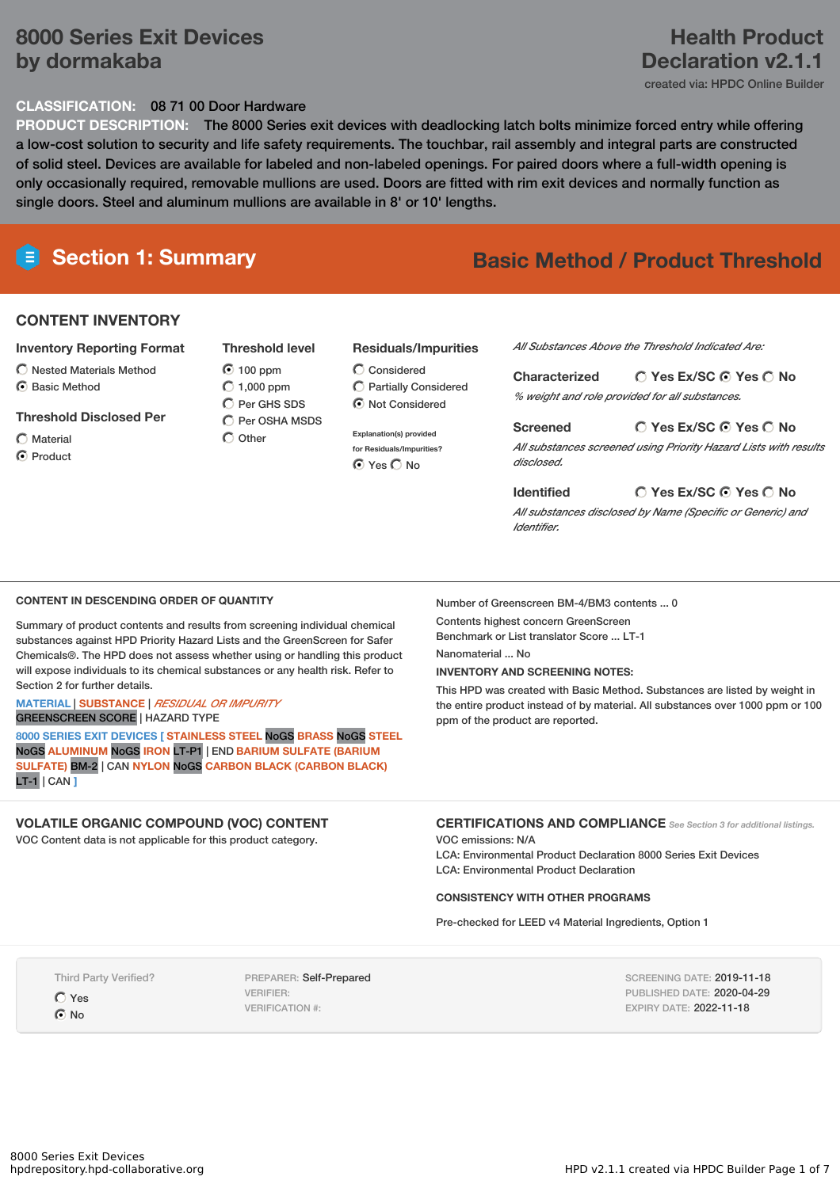# 8000 Series Exit Devices by dormakaba

# Health Product Declaration v2.1.1

created via: HPDC Online Builder

**CLASSIFICATION:** 08 71 00 Door Hardware

**PRODUCT DESCRIPTION:** The 8000 Series exit devices with deadlocking latch bolts minimize forced entry while offering a low-cost solution to security and life safety requirements. The touchbar, rail assembly and integral parts are constructed of solid steel. Devices are available for labeled and non-labeled openings. For paired doors where a full-width opening is only occasionally required, removable mullions are used. Doors are fitted with rim exit devices and normally function as single doors. Steel and aluminum mullions are available in 8' or 10' lengths.

## Section 1: Summary

## Basic Method / Product Threshold

### CONTENT INVENTORY

**Inventory Reporting Format**
- ○ Nested Materials Method
- ● Basic Method

**Threshold Disclosed Per**
- ○ Material
- ● Product

**Threshold level**
- ● 100 ppm
- ○ 1,000 ppm
- ○ Per GHS SDS
- ○ Per OSHA MSDS
- ○ Other

**Residuals/Impurities**
- ○ Considered
- ○ Partially Considered
- ● Not Considered

Explanation(s) provided for Residuals/Impurities?
● Yes ○ No

*All Substances Above the Threshold Indicated Are:*

**Characterized** ○ Yes Ex/SC ● Yes ○ No
*% weight and role provided for all substances.*

**Screened** ○ Yes Ex/SC ● Yes ○ No
*All substances screened using Priority Hazard Lists with results disclosed.*

**Identified** ○ Yes Ex/SC ● Yes ○ No
*All substances disclosed by Name (Specific or Generic) and Identifier.*

### CONTENT IN DESCENDING ORDER OF QUANTITY

Summary of product contents and results from screening individual chemical substances against HPD Priority Hazard Lists and the GreenScreen for Safer Chemicals®. The HPD does not assess whether using or handling this product will expose individuals to its chemical substances or any health risk. Refer to Section 2 for further details.

MATERIAL | SUBSTANCE | *RESIDUAL OR IMPURITY*
GREENSCREEN SCORE | HAZARD TYPE

8000 SERIES EXIT DEVICES [ STAINLESS STEEL NoGS BRASS NoGS STEEL NoGS ALUMINUM NoGS IRON LT-P1 | END BARIUM SULFATE (BARIUM SULFATE) BM-2 | CAN NYLON NoGS CARBON BLACK (CARBON BLACK) LT-1 | CAN ]

Number of Greenscreen BM-4/BM3 contents ... 0

Contents highest concern GreenScreen Benchmark or List translator Score ... LT-1

Nanomaterial ... No

**INVENTORY AND SCREENING NOTES:**

This HPD was created with Basic Method. Substances are listed by weight in the entire product instead of by material. All substances over 1000 ppm or 100 ppm of the product are reported.

### VOLATILE ORGANIC COMPOUND (VOC) CONTENT

VOC Content data is not applicable for this product category.

### CERTIFICATIONS AND COMPLIANCE

*See Section 3 for additional listings.*

VOC emissions: N/A
LCA: Environmental Product Declaration 8000 Series Exit Devices
LCA: Environmental Product Declaration

### CONSISTENCY WITH OTHER PROGRAMS

Pre-checked for LEED v4 Material Ingredients, Option 1

Third Party Verified?
- ○ Yes
- ● No

PREPARER: Self-Prepared
VERIFIER:
VERIFICATION #:

SCREENING DATE: 2019-11-18
PUBLISHED DATE: 2020-04-29
EXPIRY DATE: 2022-11-18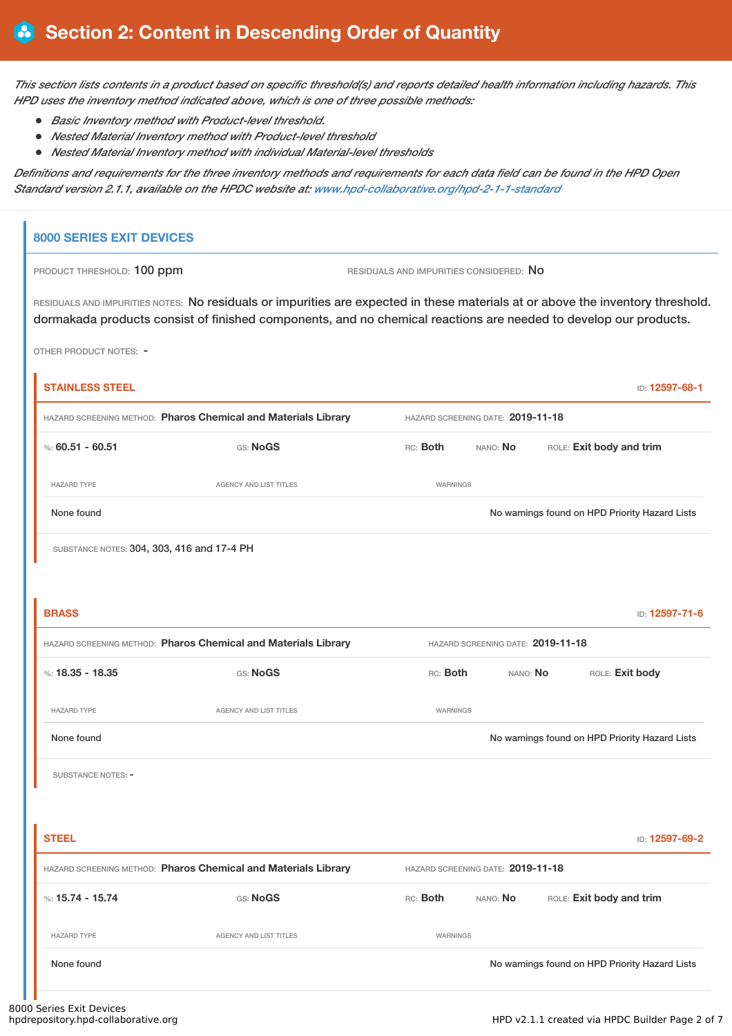# Section 2: Content in Descending Order of Quantity

*This section lists contents in a product based on specific threshold(s) and reports detailed health information including hazards. This HPD uses the inventory method indicated above, which is one of three possible methods:*

- *Basic Inventory method with Product-level threshold.*
- *Nested Material Inventory method with Product-level threshold*
- *Nested Material Inventory method with individual Material-level thresholds*

*Definitions and requirements for the three inventory methods and requirements for each data field can be found in the HPD Open Standard version 2.1.1, available on the HPDC website at: www.hpd-collaborative.org/hpd-2-1-1-standard*

## 8000 SERIES EXIT DEVICES

PRODUCT THRESHOLD: 100 ppm

RESIDUALS AND IMPURITIES CONSIDERED: No

RESIDUALS AND IMPURITIES NOTES: No residuals or impurities are expected in these materials at or above the inventory threshold. dormakada products consist of finished components, and no chemical reactions are needed to develop our products.

OTHER PRODUCT NOTES: -

### STAINLESS STEEL

ID: 12597-68-1

HAZARD SCREENING METHOD: **Pharos Chemical and Materials Library**

HAZARD SCREENING DATE: **2019-11-18**

%: **60.51 - 60.51** GS: **NoGS** RC: **Both** NANO: **No** ROLE: **Exit body and trim**

| HAZARD TYPE | AGENCY AND LIST TITLES | WARNINGS |
|---|---|---|
| None found | | No warnings found on HPD Priority Hazard Lists |

SUBSTANCE NOTES: 304, 303, 416 and 17-4 PH

### BRASS

ID: 12597-71-6

HAZARD SCREENING METHOD: **Pharos Chemical and Materials Library**

HAZARD SCREENING DATE: **2019-11-18**

%: **18.35 - 18.35** GS: **NoGS** RC: **Both** NANO: **No** ROLE: **Exit body**

| HAZARD TYPE | AGENCY AND LIST TITLES | WARNINGS |
|---|---|---|
| None found | | No warnings found on HPD Priority Hazard Lists |

SUBSTANCE NOTES: -

### STEEL

ID: 12597-69-2

HAZARD SCREENING METHOD: **Pharos Chemical and Materials Library**

HAZARD SCREENING DATE: **2019-11-18**

%: **15.74 - 15.74** GS: **NoGS** RC: **Both** NANO: **No** ROLE: **Exit body and trim**

| HAZARD TYPE | AGENCY AND LIST TITLES | WARNINGS |
|---|---|---|
| None found | | No warnings found on HPD Priority Hazard Lists |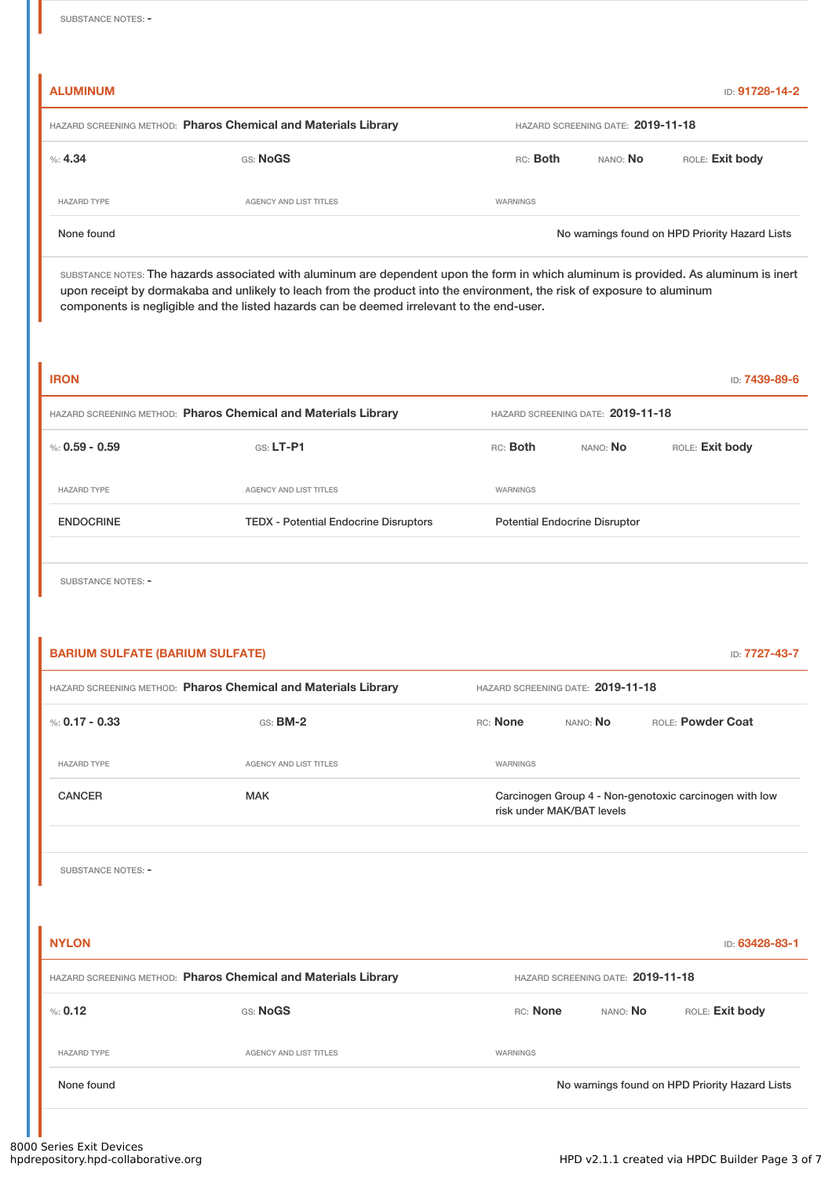SUBSTANCE NOTES: -

### ALUMINUM

ID: 91728-14-2

HAZARD SCREENING METHOD: **Pharos Chemical and Materials Library** HAZARD SCREENING DATE: **2019-11-18**

%: **4.34** GS: **NoGS** RC: **Both** NANO: **No** ROLE: **Exit body**

| HAZARD TYPE | AGENCY AND LIST TITLES | WARNINGS |
|---|---|---|
| None found | | No warnings found on HPD Priority Hazard Lists |

SUBSTANCE NOTES: The hazards associated with aluminum are dependent upon the form in which aluminum is provided. As aluminum is inert upon receipt by dormakaba and unlikely to leach from the product into the environment, the risk of exposure to aluminum components is negligible and the listed hazards can be deemed irrelevant to the end-user.

### IRON

ID: 7439-89-6

HAZARD SCREENING METHOD: **Pharos Chemical and Materials Library** HAZARD SCREENING DATE: **2019-11-18**

%: **0.59 - 0.59** GS: **LT-P1** RC: **Both** NANO: **No** ROLE: **Exit body**

| HAZARD TYPE | AGENCY AND LIST TITLES | WARNINGS |
|---|---|---|
| ENDOCRINE | TEDX - Potential Endocrine Disruptors | Potential Endocrine Disruptor |

SUBSTANCE NOTES: -

### BARIUM SULFATE (BARIUM SULFATE)

ID: 7727-43-7

HAZARD SCREENING METHOD: **Pharos Chemical and Materials Library** HAZARD SCREENING DATE: **2019-11-18**

%: **0.17 - 0.33** GS: **BM-2** RC: **None** NANO: **No** ROLE: **Powder Coat**

| HAZARD TYPE | AGENCY AND LIST TITLES | WARNINGS |
|---|---|---|
| CANCER | MAK | Carcinogen Group 4 - Non-genotoxic carcinogen with low risk under MAK/BAT levels |

SUBSTANCE NOTES: -

### NYLON

ID: 63428-83-1

HAZARD SCREENING METHOD: **Pharos Chemical and Materials Library** HAZARD SCREENING DATE: **2019-11-18**

%: **0.12** GS: **NoGS** RC: **None** NANO: **No** ROLE: **Exit body**

| HAZARD TYPE | AGENCY AND LIST TITLES | WARNINGS |
|---|---|---|
| None found | | No warnings found on HPD Priority Hazard Lists |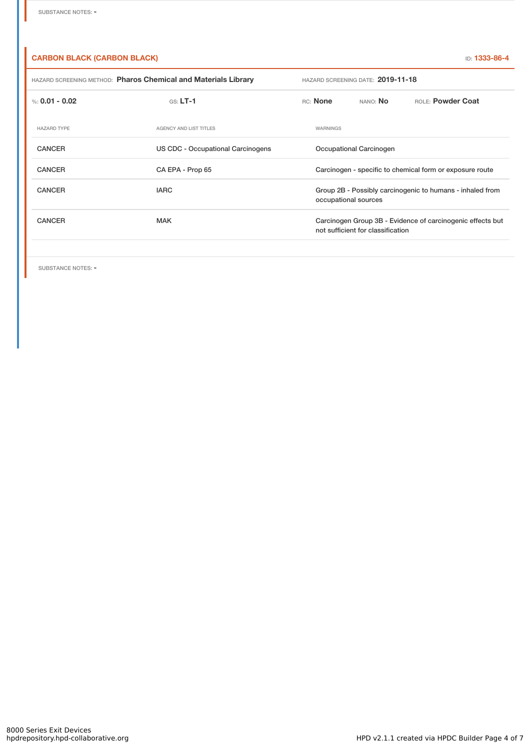SUBSTANCE NOTES: -

### CARBON BLACK (CARBON BLACK)

ID: **1333-86-4**

HAZARD SCREENING METHOD: **Pharos Chemical and Materials Library** HAZARD SCREENING DATE: **2019-11-18**

%: **0.01 - 0.02** GS: **LT-1** RC: **None** NANO: **No** ROLE: **Powder Coat**

| HAZARD TYPE | AGENCY AND LIST TITLES | WARNINGS |
| --- | --- | --- |
| CANCER | US CDC - Occupational Carcinogens | Occupational Carcinogen |
| CANCER | CA EPA - Prop 65 | Carcinogen - specific to chemical form or exposure route |
| CANCER | IARC | Group 2B - Possibly carcinogenic to humans - inhaled from occupational sources |
| CANCER | MAK | Carcinogen Group 3B - Evidence of carcinogenic effects but not sufficient for classification |

SUBSTANCE NOTES: -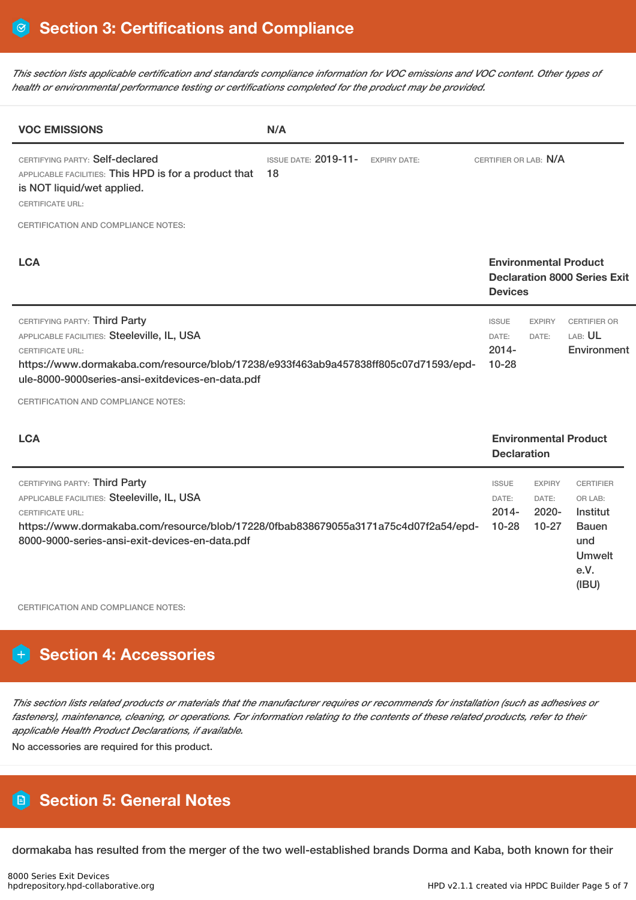## Section 3: Certifications and Compliance

*This section lists applicable certification and standards compliance information for VOC emissions and VOC content. Other types of health or environmental performance testing or certifications completed for the product may be provided.*

**VOC EMISSIONS** | **N/A**

CERTIFYING PARTY: Self-declared
APPLICABLE FACILITIES: This HPD is for a product that is NOT liquid/wet applied.
CERTIFICATE URL:

ISSUE DATE: 2019-11-18
EXPIRY DATE:
CERTIFIER OR LAB: N/A

CERTIFICATION AND COMPLIANCE NOTES:

**LCA** | **Environmental Product Declaration 8000 Series Exit Devices**

CERTIFYING PARTY: Third Party
APPLICABLE FACILITIES: Steeleville, IL, USA
CERTIFICATE URL:
https://www.dormakaba.com/resource/blob/17238/e933f463ab9a457838ff805c07d71593/epd-ule-8000-9000series-ansi-exitdevices-en-data.pdf

ISSUE DATE: 2014-10-28
EXPIRY DATE:
CERTIFIER OR LAB: UL Environment

CERTIFICATION AND COMPLIANCE NOTES:

**LCA** | **Environmental Product Declaration**

CERTIFYING PARTY: Third Party
APPLICABLE FACILITIES: Steeleville, IL, USA
CERTIFICATE URL:
https://www.dormakaba.com/resource/blob/17228/0fbab838679055a3171a75c4d07f2a54/epd-8000-9000-series-ansi-exit-devices-en-data.pdf

ISSUE DATE: 2014-10-28
EXPIRY DATE: 2020-10-27
CERTIFIER OR LAB: Institut Bauen und Umwelt e.V. (IBU)

CERTIFICATION AND COMPLIANCE NOTES:

## Section 4: Accessories

*This section lists related products or materials that the manufacturer requires or recommends for installation (such as adhesives or fasteners), maintenance, cleaning, or operations. For information relating to the contents of these related products, refer to their applicable Health Product Declarations, if available.*

No accessories are required for this product.

## Section 5: General Notes

dormakaba has resulted from the merger of the two well-established brands Dorma and Kaba, both known for their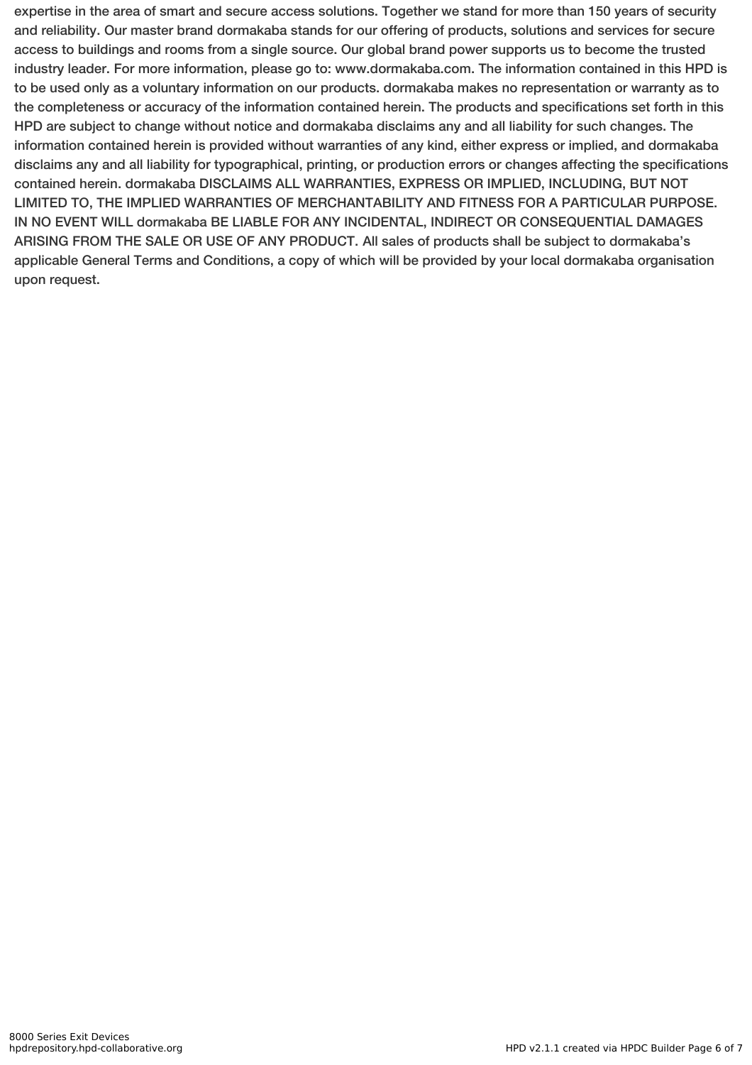expertise in the area of smart and secure access solutions. Together we stand for more than 150 years of security and reliability. Our master brand dormakaba stands for our offering of products, solutions and services for secure access to buildings and rooms from a single source. Our global brand power supports us to become the trusted industry leader. For more information, please go to: www.dormakaba.com. The information contained in this HPD is to be used only as a voluntary information on our products. dormakaba makes no representation or warranty as to the completeness or accuracy of the information contained herein. The products and specifications set forth in this HPD are subject to change without notice and dormakaba disclaims any and all liability for such changes. The information contained herein is provided without warranties of any kind, either express or implied, and dormakaba disclaims any and all liability for typographical, printing, or production errors or changes affecting the specifications contained herein. dormakaba DISCLAIMS ALL WARRANTIES, EXPRESS OR IMPLIED, INCLUDING, BUT NOT LIMITED TO, THE IMPLIED WARRANTIES OF MERCHANTABILITY AND FITNESS FOR A PARTICULAR PURPOSE. IN NO EVENT WILL dormakaba BE LIABLE FOR ANY INCIDENTAL, INDIRECT OR CONSEQUENTIAL DAMAGES ARISING FROM THE SALE OR USE OF ANY PRODUCT. All sales of products shall be subject to dormakaba's applicable General Terms and Conditions, a copy of which will be provided by your local dormakaba organisation upon request.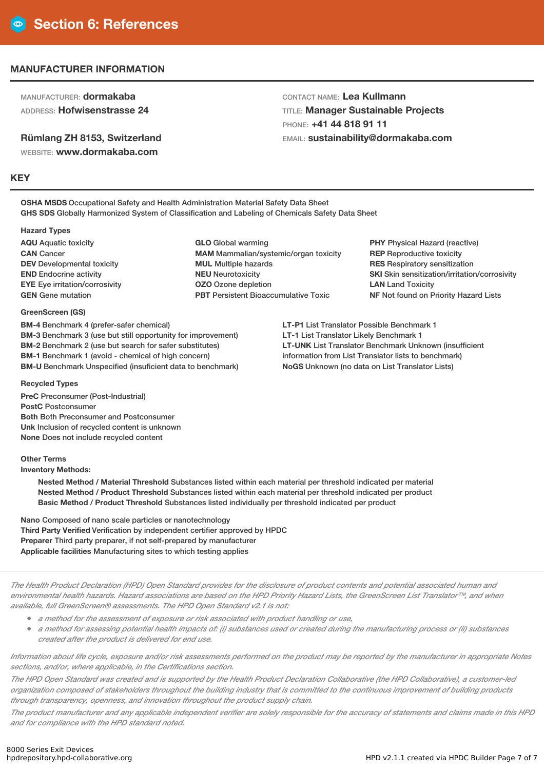# Section 6: References

## MANUFACTURER INFORMATION

MANUFACTURER: **dormakaba**
ADDRESS: **Hofwisenstrasse 24**

**Rümlang ZH 8153, Switzerland**
WEBSITE: **www.dormakaba.com**

CONTACT NAME: **Lea Kullmann**
TITLE: **Manager Sustainable Projects**
PHONE: **+41 44 818 91 11**
EMAIL: **sustainability@dormakaba.com**

## KEY

**OSHA MSDS** Occupational Safety and Health Administration Material Safety Data Sheet
**GHS SDS** Globally Harmonized System of Classification and Labeling of Chemicals Safety Data Sheet

**Hazard Types**

**AQU** Aquatic toxicity
**CAN** Cancer
**DEV** Developmental toxicity
**END** Endocrine activity
**EYE** Eye irritation/corrosivity
**GEN** Gene mutation
**GLO** Global warming
**MAM** Mammalian/systemic/organ toxicity
**MUL** Multiple hazards
**NEU** Neurotoxicity
**OZO** Ozone depletion
**PBT** Persistent Bioaccumulative Toxic
**PHY** Physical Hazard (reactive)
**REP** Reproductive toxicity
**RES** Respiratory sensitization
**SKI** Skin sensitization/irritation/corrosivity
**LAN** Land Toxicity
**NF** Not found on Priority Hazard Lists

**GreenScreen (GS)**

**BM-4** Benchmark 4 (prefer-safer chemical)
**BM-3** Benchmark 3 (use but still opportunity for improvement)
**BM-2** Benchmark 2 (use but search for safer substitutes)
**BM-1** Benchmark 1 (avoid - chemical of high concern)
**BM-U** Benchmark Unspecified (insuficient data to benchmark)
**LT-P1** List Translator Possible Benchmark 1
**LT-1** List Translator Likely Benchmark 1
**LT-UNK** List Translator Benchmark Unknown (insufficient information from List Translator lists to benchmark)
**NoGS** Unknown (no data on List Translator Lists)

**Recycled Types**

**PreC** Preconsumer (Post-Industrial)
**PostC** Postconsumer
**Both** Both Preconsumer and Postconsumer
**Unk** Inclusion of recycled content is unknown
**None** Does not include recycled content

**Other Terms**
**Inventory Methods:**

- **Nested Method / Material Threshold** Substances listed within each material per threshold indicated per material
- **Nested Method / Product Threshold** Substances listed within each material per threshold indicated per product
- **Basic Method / Product Threshold** Substances listed individually per threshold indicated per product

**Nano** Composed of nano scale particles or nanotechnology
**Third Party Verified** Verification by independent certifier approved by HPDC
**Preparer** Third party preparer, if not self-prepared by manufacturer
**Applicable facilities** Manufacturing sites to which testing applies

*The Health Product Declaration (HPD) Open Standard provides for the disclosure of product contents and potential associated human and environmental health hazards. Hazard associations are based on the HPD Priority Hazard Lists, the GreenScreen List Translator™, and when available, full GreenScreen® assessments. The HPD Open Standard v2.1 is not:*

- *a method for the assessment of exposure or risk associated with product handling or use,*
- *a method for assessing potential health impacts of: (i) substances used or created during the manufacturing process or (ii) substances created after the product is delivered for end use.*

*Information about life cycle, exposure and/or risk assessments performed on the product may be reported by the manufacturer in appropriate Notes sections, and/or, where applicable, in the Certifications section.*

*The HPD Open Standard was created and is supported by the Health Product Declaration Collaborative (the HPD Collaborative), a customer-led organization composed of stakeholders throughout the building industry that is committed to the continuous improvement of building products through transparency, openness, and innovation throughout the product supply chain.*

*The product manufacturer and any applicable independent verifier are solely responsible for the accuracy of statements and claims made in this HPD and for compliance with the HPD standard noted.*